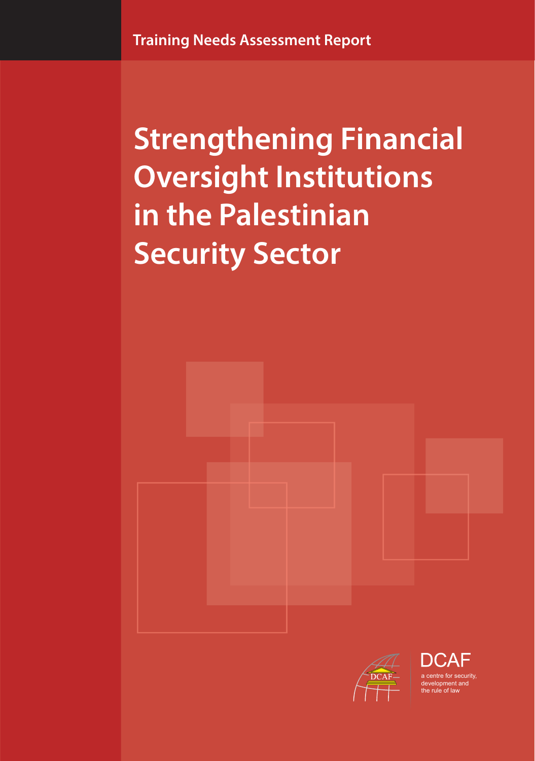Training Needs Assessment Report

# Strengthening Financial Oversight Institutions in the Palestinian Security Sector

DCAF

a centre for security, development and the rule of law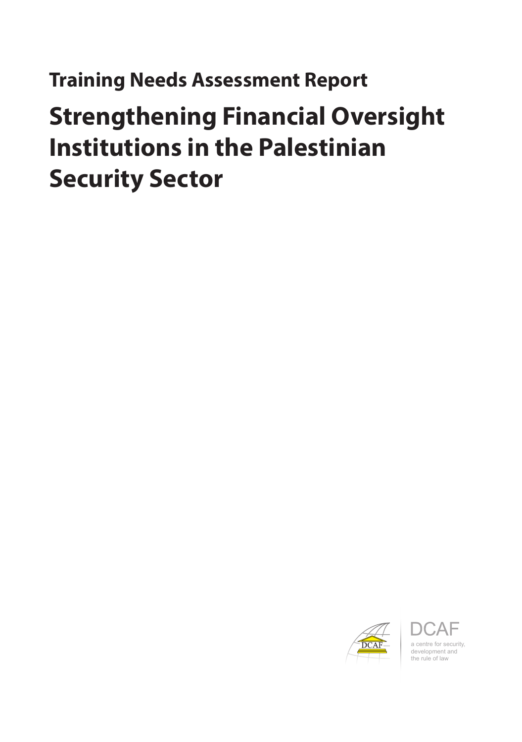## Training Needs Assessment Report

# Strengthening Financial Oversight Institutions in the Palestinian Security Sector

DCAF

a centre for security, development and the rule of law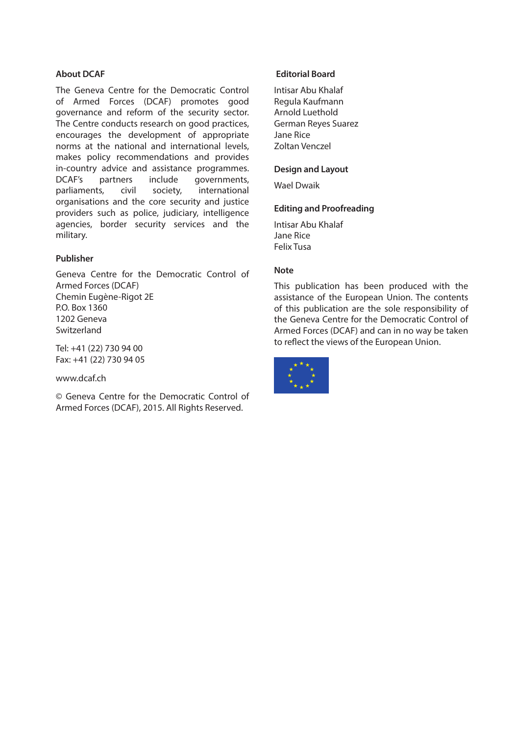## About DCAF

The Geneva Centre for the Democratic Control of Armed Forces (DCAF) promotes good governance and reform of the security sector. The Centre conducts research on good practices, encourages the development of appropriate norms at the national and international levels, makes policy recommendations and provides in-country advice and assistance programmes. DCAF's partners include governments, parliaments, civil society, international organisations and the core security and justice providers such as police, judiciary, intelligence agencies, border security services and the military.

## Publisher

Geneva Centre for the Democratic Control of Armed Forces (DCAF)
Chemin Eugène-Rigot 2E
P.O. Box 1360
1202 Geneva
Switzerland

Tel: +41 (22) 730 94 00
Fax: +41 (22) 730 94 05

www.dcaf.ch

© Geneva Centre for the Democratic Control of Armed Forces (DCAF), 2015. All Rights Reserved.

## Editorial Board

Intisar Abu Khalaf
Regula Kaufmann
Arnold Luethold
German Reyes Suarez
Jane Rice
Zoltan Venczel

## Design and Layout

Wael Dwaik

## Editing and Proofreading

Intisar Abu Khalaf
Jane Rice
Felix Tusa

## Note

This publication has been produced with the assistance of the European Union. The contents of this publication are the sole responsibility of the Geneva Centre for the Democratic Control of Armed Forces (DCAF) and can in no way be taken to reflect the views of the European Union.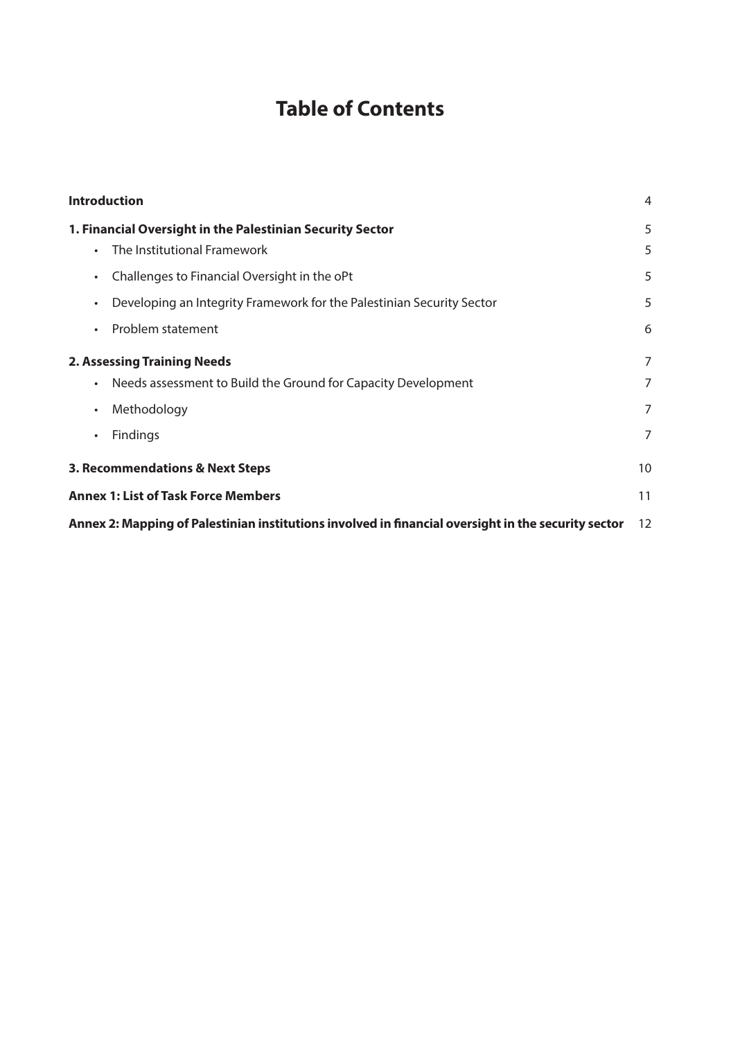# Table of Contents

| | |
|---|---|
| **Introduction** | 4 |
| **1. Financial Oversight in the Palestinian Security Sector** | 5 |
| • The Institutional Framework | 5 |
| • Challenges to Financial Oversight in the oPt | 5 |
| • Developing an Integrity Framework for the Palestinian Security Sector | 5 |
| • Problem statement | 6 |
| **2. Assessing Training Needs** | 7 |
| • Needs assessment to Build the Ground for Capacity Development | 7 |
| • Methodology | 7 |
| • Findings | 7 |
| **3. Recommendations & Next Steps** | 10 |
| **Annex 1: List of Task Force Members** | 11 |
| **Annex 2: Mapping of Palestinian institutions involved in financial oversight in the security sector** | 12 |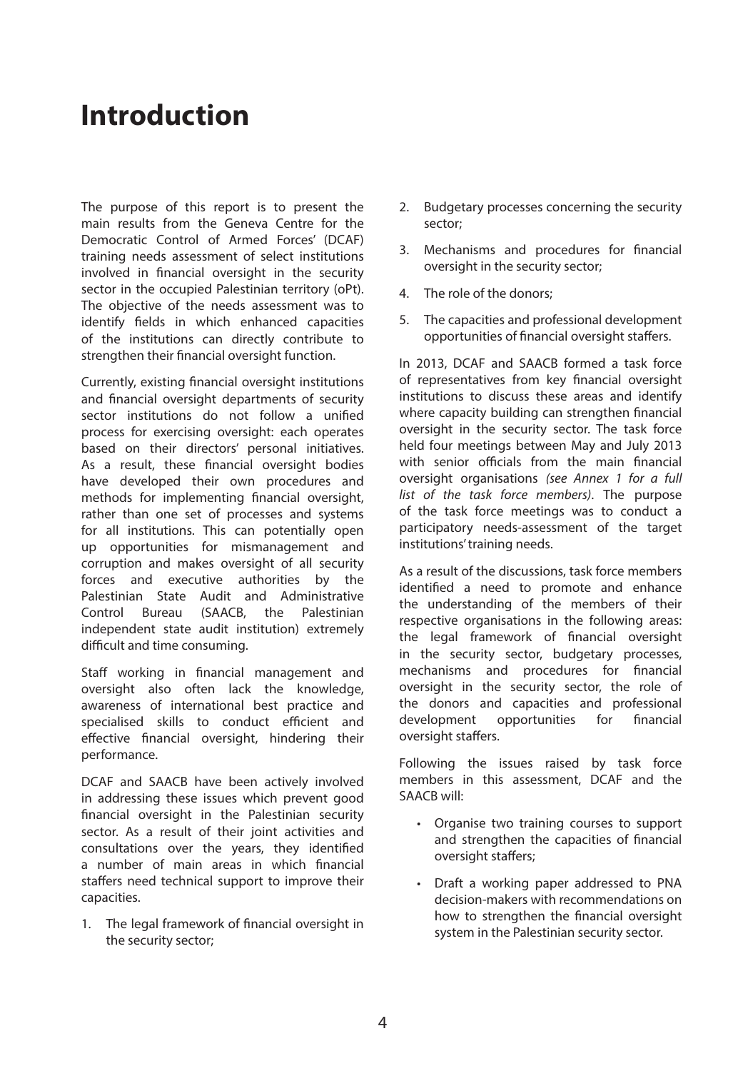# Introduction

The purpose of this report is to present the main results from the Geneva Centre for the Democratic Control of Armed Forces' (DCAF) training needs assessment of select institutions involved in financial oversight in the security sector in the occupied Palestinian territory (oPt). The objective of the needs assessment was to identify fields in which enhanced capacities of the institutions can directly contribute to strengthen their financial oversight function.

Currently, existing financial oversight institutions and financial oversight departments of security sector institutions do not follow a unified process for exercising oversight: each operates based on their directors' personal initiatives. As a result, these financial oversight bodies have developed their own procedures and methods for implementing financial oversight, rather than one set of processes and systems for all institutions. This can potentially open up opportunities for mismanagement and corruption and makes oversight of all security forces and executive authorities by the Palestinian State Audit and Administrative Control Bureau (SAACB, the Palestinian independent state audit institution) extremely difficult and time consuming.

Staff working in financial management and oversight also often lack the knowledge, awareness of international best practice and specialised skills to conduct efficient and effective financial oversight, hindering their performance.

DCAF and SAACB have been actively involved in addressing these issues which prevent good financial oversight in the Palestinian security sector. As a result of their joint activities and consultations over the years, they identified a number of main areas in which financial staffers need technical support to improve their capacities.

1. The legal framework of financial oversight in the security sector;
2. Budgetary processes concerning the security sector;
3. Mechanisms and procedures for financial oversight in the security sector;
4. The role of the donors;
5. The capacities and professional development opportunities of financial oversight staffers.

In 2013, DCAF and SAACB formed a task force of representatives from key financial oversight institutions to discuss these areas and identify where capacity building can strengthen financial oversight in the security sector. The task force held four meetings between May and July 2013 with senior officials from the main financial oversight organisations *(see Annex 1 for a full list of the task force members)*. The purpose of the task force meetings was to conduct a participatory needs-assessment of the target institutions' training needs.

As a result of the discussions, task force members identified a need to promote and enhance the understanding of the members of their respective organisations in the following areas: the legal framework of financial oversight in the security sector, budgetary processes, mechanisms and procedures for financial oversight in the security sector, the role of the donors and capacities and professional development opportunities for financial oversight staffers.

Following the issues raised by task force members in this assessment, DCAF and the SAACB will:

- Organise two training courses to support and strengthen the capacities of financial oversight staffers;
- Draft a working paper addressed to PNA decision-makers with recommendations on how to strengthen the financial oversight system in the Palestinian security sector.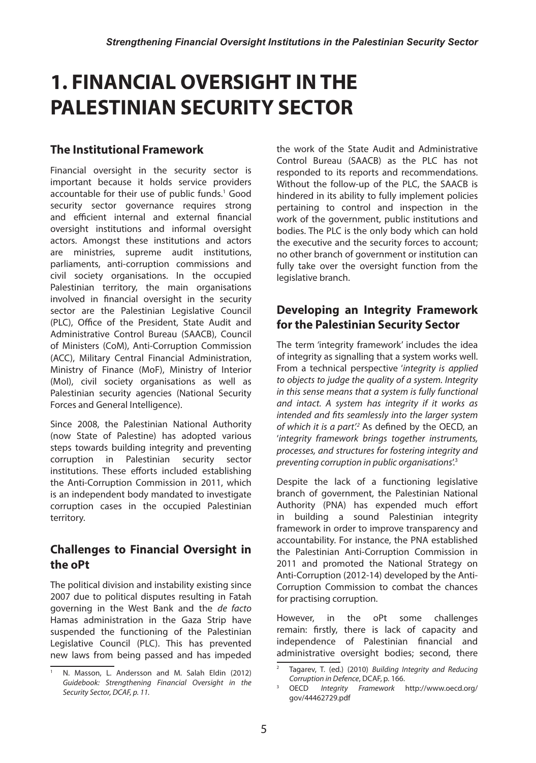# 1. FINANCIAL OVERSIGHT IN THE PALESTINIAN SECURITY SECTOR

## The Institutional Framework

Financial oversight in the security sector is important because it holds service providers accountable for their use of public funds.[1] Good security sector governance requires strong and efficient internal and external financial oversight institutions and informal oversight actors. Amongst these institutions and actors are ministries, supreme audit institutions, parliaments, anti-corruption commissions and civil society organisations. In the occupied Palestinian territory, the main organisations involved in financial oversight in the security sector are the Palestinian Legislative Council (PLC), Office of the President, State Audit and Administrative Control Bureau (SAACB), Council of Ministers (CoM), Anti-Corruption Commission (ACC), Military Central Financial Administration, Ministry of Finance (MoF), Ministry of Interior (MoI), civil society organisations as well as Palestinian security agencies (National Security Forces and General Intelligence).

Since 2008, the Palestinian National Authority (now State of Palestine) has adopted various steps towards building integrity and preventing corruption in Palestinian security sector institutions. These efforts included establishing the Anti-Corruption Commission in 2011, which is an independent body mandated to investigate corruption cases in the occupied Palestinian territory.

## Challenges to Financial Oversight in the oPt

The political division and instability existing since 2007 due to political disputes resulting in Fatah governing in the West Bank and the *de facto* Hamas administration in the Gaza Strip have suspended the functioning of the Palestinian Legislative Council (PLC). This has prevented new laws from being passed and has impeded the work of the State Audit and Administrative Control Bureau (SAACB) as the PLC has not responded to its reports and recommendations. Without the follow-up of the PLC, the SAACB is hindered in its ability to fully implement policies pertaining to control and inspection in the work of the government, public institutions and bodies. The PLC is the only body which can hold the executive and the security forces to account; no other branch of government or institution can fully take over the oversight function from the legislative branch.

## Developing an Integrity Framework for the Palestinian Security Sector

The term 'integrity framework' includes the idea of integrity as signalling that a system works well. From a technical perspective '*integrity is applied to objects to judge the quality of a system. Integrity in this sense means that a system is fully functional and intact. A system has integrity if it works as intended and fits seamlessly into the larger system of which it is a part*'.[2] As defined by the OECD, an '*integrity framework brings together instruments, processes, and structures for fostering integrity and preventing corruption in public organisations*'.[3]

Despite the lack of a functioning legislative branch of government, the Palestinian National Authority (PNA) has expended much effort in building a sound Palestinian integrity framework in order to improve transparency and accountability. For instance, the PNA established the Palestinian Anti-Corruption Commission in 2011 and promoted the National Strategy on Anti-Corruption (2012-14) developed by the Anti-Corruption Commission to combat the chances for practising corruption.

However, in the oPt some challenges remain: firstly, there is lack of capacity and independence of Palestinian financial and administrative oversight bodies; second, there

---

[1] N. Masson, L. Andersson and M. Salah Eldin (2012) *Guidebook: Strengthening Financial Oversight in the Security Sector, DCAF, p. 11.*

[2] Tagarev, T. (ed.) (2010) *Building Integrity and Reducing Corruption in Defence*, DCAF, p. 166.

[3] OECD *Integrity Framework* http://www.oecd.org/gov/44462729.pdf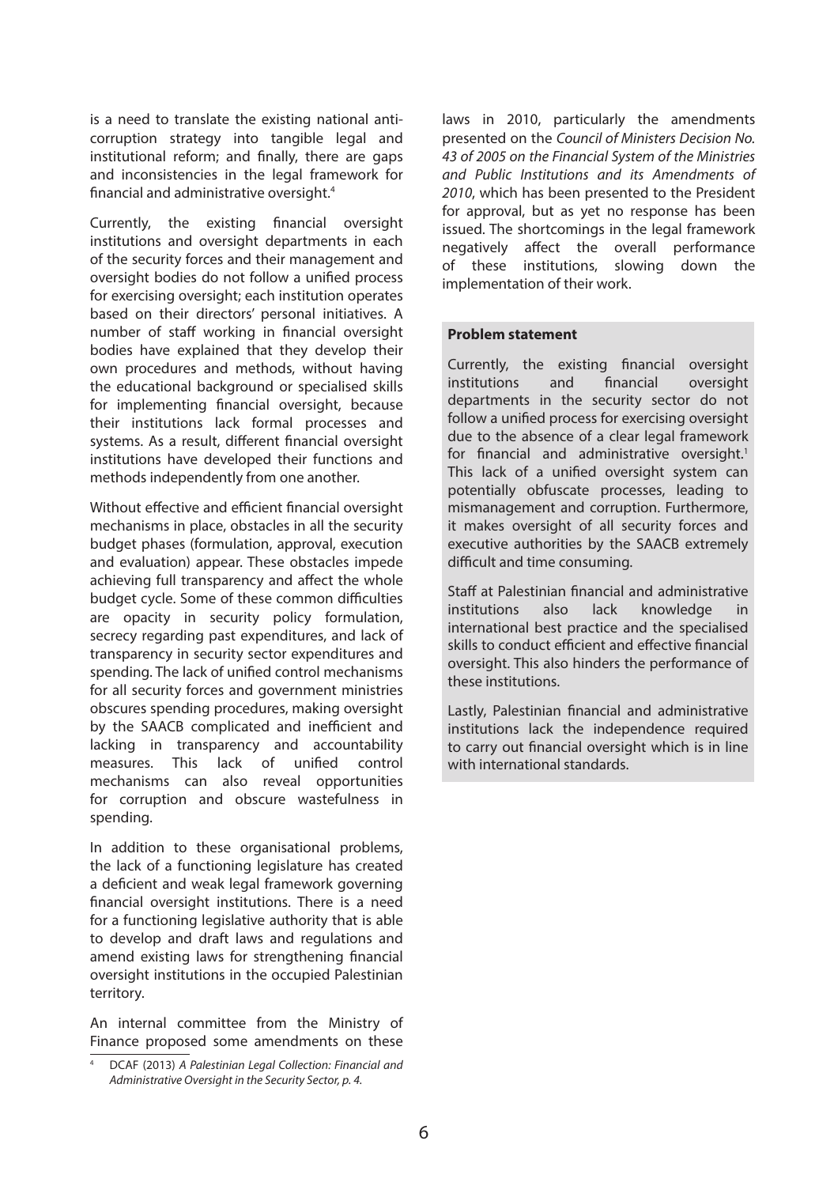is a need to translate the existing national anti-corruption strategy into tangible legal and institutional reform; and finally, there are gaps and inconsistencies in the legal framework for financial and administrative oversight.[4]

Currently, the existing financial oversight institutions and oversight departments in each of the security forces and their management and oversight bodies do not follow a unified process for exercising oversight; each institution operates based on their directors' personal initiatives. A number of staff working in financial oversight bodies have explained that they develop their own procedures and methods, without having the educational background or specialised skills for implementing financial oversight, because their institutions lack formal processes and systems. As a result, different financial oversight institutions have developed their functions and methods independently from one another.

Without effective and efficient financial oversight mechanisms in place, obstacles in all the security budget phases (formulation, approval, execution and evaluation) appear. These obstacles impede achieving full transparency and affect the whole budget cycle. Some of these common difficulties are opacity in security policy formulation, secrecy regarding past expenditures, and lack of transparency in security sector expenditures and spending. The lack of unified control mechanisms for all security forces and government ministries obscures spending procedures, making oversight by the SAACB complicated and inefficient and lacking in transparency and accountability measures. This lack of unified control mechanisms can also reveal opportunities for corruption and obscure wastefulness in spending.

In addition to these organisational problems, the lack of a functioning legislature has created a deficient and weak legal framework governing financial oversight institutions. There is a need for a functioning legislative authority that is able to develop and draft laws and regulations and amend existing laws for strengthening financial oversight institutions in the occupied Palestinian territory.

An internal committee from the Ministry of Finance proposed some amendments on these laws in 2010, particularly the amendments presented on the *Council of Ministers Decision No. 43 of 2005 on the Financial System of the Ministries and Public Institutions and its Amendments of 2010*, which has been presented to the President for approval, but as yet no response has been issued. The shortcomings in the legal framework negatively affect the overall performance of these institutions, slowing down the implementation of their work.

**Problem statement**

Currently, the existing financial oversight institutions and financial oversight departments in the security sector do not follow a unified process for exercising oversight due to the absence of a clear legal framework for financial and administrative oversight.[1] This lack of a unified oversight system can potentially obfuscate processes, leading to mismanagement and corruption. Furthermore, it makes oversight of all security forces and executive authorities by the SAACB extremely difficult and time consuming.

Staff at Palestinian financial and administrative institutions also lack knowledge in international best practice and the specialised skills to conduct efficient and effective financial oversight. This also hinders the performance of these institutions.

Lastly, Palestinian financial and administrative institutions lack the independence required to carry out financial oversight which is in line with international standards.

---

[4] DCAF (2013) *A Palestinian Legal Collection: Financial and Administrative Oversight in the Security Sector, p. 4.*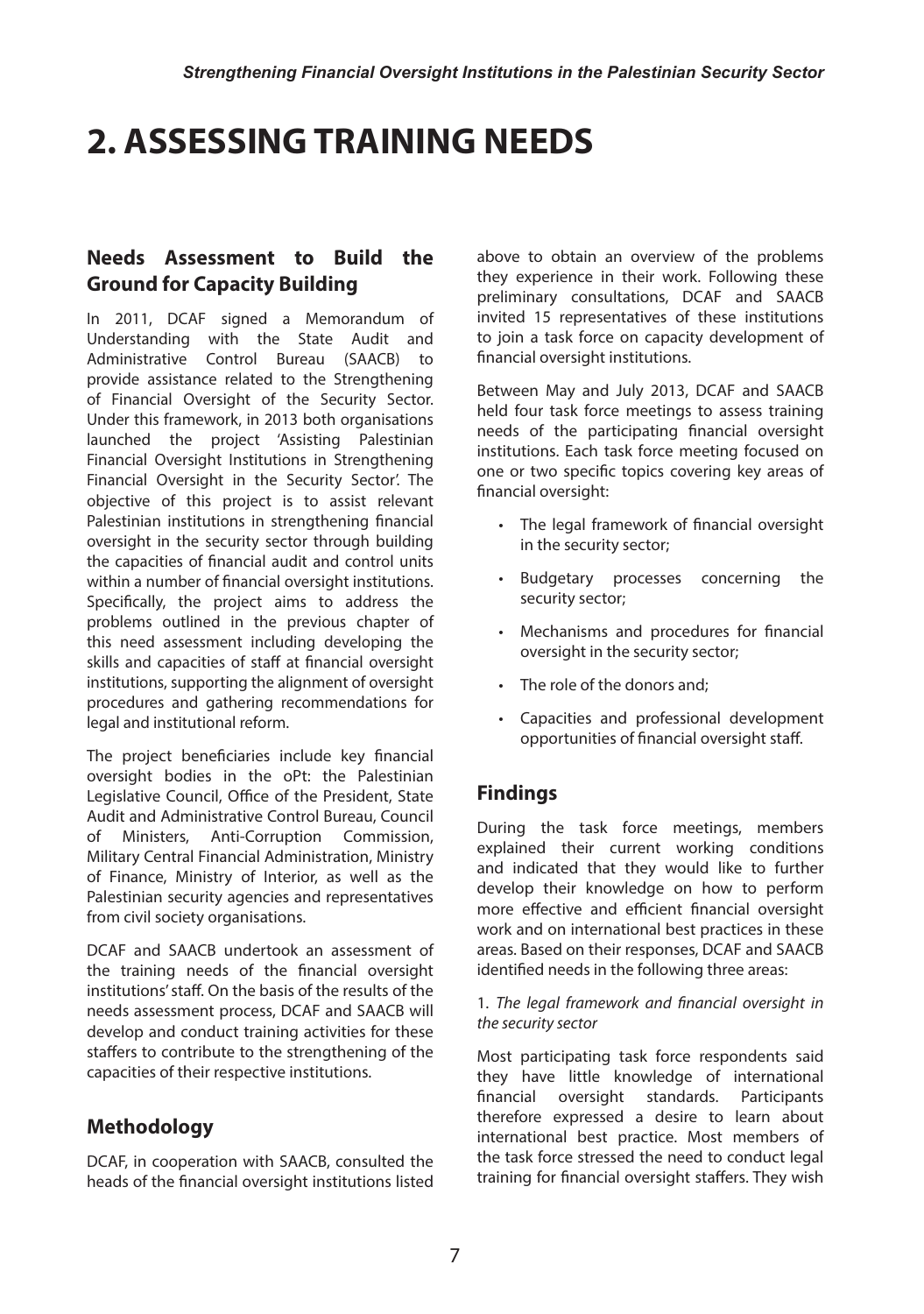# 2. ASSESSING TRAINING NEEDS

## Needs Assessment to Build the Ground for Capacity Building

In 2011, DCAF signed a Memorandum of Understanding with the State Audit and Administrative Control Bureau (SAACB) to provide assistance related to the Strengthening of Financial Oversight of the Security Sector. Under this framework, in 2013 both organisations launched the project 'Assisting Palestinian Financial Oversight Institutions in Strengthening Financial Oversight in the Security Sector'. The objective of this project is to assist relevant Palestinian institutions in strengthening financial oversight in the security sector through building the capacities of financial audit and control units within a number of financial oversight institutions. Specifically, the project aims to address the problems outlined in the previous chapter of this need assessment including developing the skills and capacities of staff at financial oversight institutions, supporting the alignment of oversight procedures and gathering recommendations for legal and institutional reform.

The project beneficiaries include key financial oversight bodies in the oPt: the Palestinian Legislative Council, Office of the President, State Audit and Administrative Control Bureau, Council of Ministers, Anti-Corruption Commission, Military Central Financial Administration, Ministry of Finance, Ministry of Interior, as well as the Palestinian security agencies and representatives from civil society organisations.

DCAF and SAACB undertook an assessment of the training needs of the financial oversight institutions' staff. On the basis of the results of the needs assessment process, DCAF and SAACB will develop and conduct training activities for these staffers to contribute to the strengthening of the capacities of their respective institutions.

## Methodology

DCAF, in cooperation with SAACB, consulted the heads of the financial oversight institutions listed above to obtain an overview of the problems they experience in their work. Following these preliminary consultations, DCAF and SAACB invited 15 representatives of these institutions to join a task force on capacity development of financial oversight institutions.

Between May and July 2013, DCAF and SAACB held four task force meetings to assess training needs of the participating financial oversight institutions. Each task force meeting focused on one or two specific topics covering key areas of financial oversight:

- The legal framework of financial oversight in the security sector;
- Budgetary processes concerning the security sector;
- Mechanisms and procedures for financial oversight in the security sector;
- The role of the donors and;
- Capacities and professional development opportunities of financial oversight staff.

## Findings

During the task force meetings, members explained their current working conditions and indicated that they would like to further develop their knowledge on how to perform more effective and efficient financial oversight work and on international best practices in these areas. Based on their responses, DCAF and SAACB identified needs in the following three areas:

1. *The legal framework and financial oversight in the security sector*

Most participating task force respondents said they have little knowledge of international financial oversight standards. Participants therefore expressed a desire to learn about international best practice. Most members of the task force stressed the need to conduct legal training for financial oversight staffers. They wish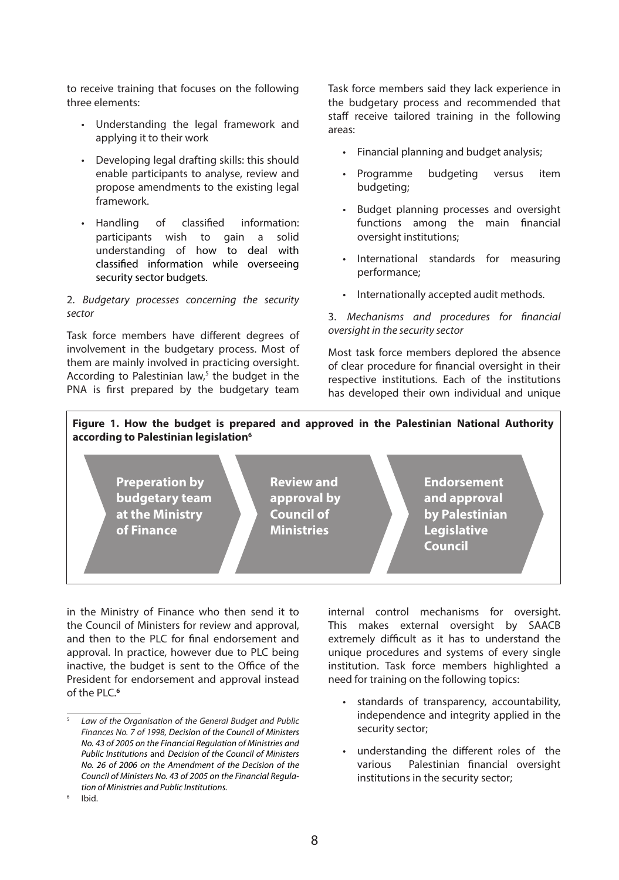to receive training that focuses on the following three elements:

- Understanding the legal framework and applying it to their work
- Developing legal drafting skills: this should enable participants to analyse, review and propose amendments to the existing legal framework.
- Handling of classified information: participants wish to gain a solid understanding of how to deal with classified information while overseeing security sector budgets.

2. *Budgetary processes concerning the security sector*

Task force members have different degrees of involvement in the budgetary process. Most of them are mainly involved in practicing oversight. According to Palestinian law,[5] the budget in the PNA is first prepared by the budgetary team in the Ministry of Finance who then send it to the Council of Ministers for review and approval, and then to the PLC for final endorsement and approval. In practice, however due to PLC being inactive, the budget is sent to the Office of the President for endorsement and approval instead of the PLC.[6]

**Figure 1. How the budget is prepared and approved in the Palestinian National Authority according to Palestinian legislation[6]**

**Preperation by budgetary team at the Ministry of Finance** → **Review and approval by Council of Ministries** → **Endorsement and approval by Palestinian Legislative Council**

Task force members said they lack experience in the budgetary process and recommended that staff receive tailored training in the following areas:

- Financial planning and budget analysis;
- Programme budgeting versus item budgeting;
- Budget planning processes and oversight functions among the main financial oversight institutions;
- International standards for measuring performance;
- Internationally accepted audit methods.

3. *Mechanisms and procedures for financial oversight in the security sector*

Most task force members deplored the absence of clear procedure for financial oversight in their respective institutions. Each of the institutions has developed their own individual and unique internal control mechanisms for oversight. This makes external oversight by SAACB extremely difficult as it has to understand the unique procedures and systems of every single institution. Task force members highlighted a need for training on the following topics:

- standards of transparency, accountability, independence and integrity applied in the security sector;
- understanding the different roles of the various Palestinian financial oversight institutions in the security sector;

---

[5] *Law of the Organisation of the General Budget and Public Finances No. 7 of 1998, Decision of the Council of Ministers No. 43 of 2005 on the Financial Regulation of Ministries and Public Institutions* and *Decision of the Council of Ministers No. 26 of 2006 on the Amendment of the Decision of the Council of Ministers No. 43 of 2005 on the Financial Regulation of Ministries and Public Institutions.*

[6] Ibid.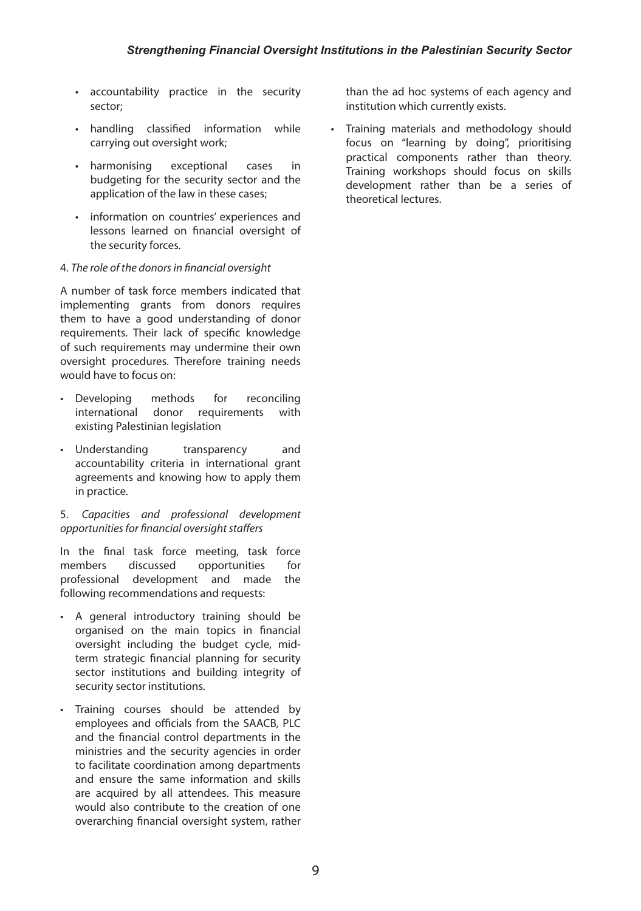- accountability practice in the security sector;
- handling classified information while carrying out oversight work;
- harmonising exceptional cases in budgeting for the security sector and the application of the law in these cases;
- information on countries' experiences and lessons learned on financial oversight of the security forces.

4. *The role of the donors in financial oversight*

A number of task force members indicated that implementing grants from donors requires them to have a good understanding of donor requirements. Their lack of specific knowledge of such requirements may undermine their own oversight procedures. Therefore training needs would have to focus on:

- Developing methods for reconciling international donor requirements with existing Palestinian legislation
- Understanding transparency and accountability criteria in international grant agreements and knowing how to apply them in practice.

5. *Capacities and professional development opportunities for financial oversight staffers*

In the final task force meeting, task force members discussed opportunities for professional development and made the following recommendations and requests:

- A general introductory training should be organised on the main topics in financial oversight including the budget cycle, mid-term strategic financial planning for security sector institutions and building integrity of security sector institutions.
- Training courses should be attended by employees and officials from the SAACB, PLC and the financial control departments in the ministries and the security agencies in order to facilitate coordination among departments and ensure the same information and skills are acquired by all attendees. This measure would also contribute to the creation of one overarching financial oversight system, rather than the ad hoc systems of each agency and institution which currently exists.
- Training materials and methodology should focus on "learning by doing", prioritising practical components rather than theory. Training workshops should focus on skills development rather than be a series of theoretical lectures.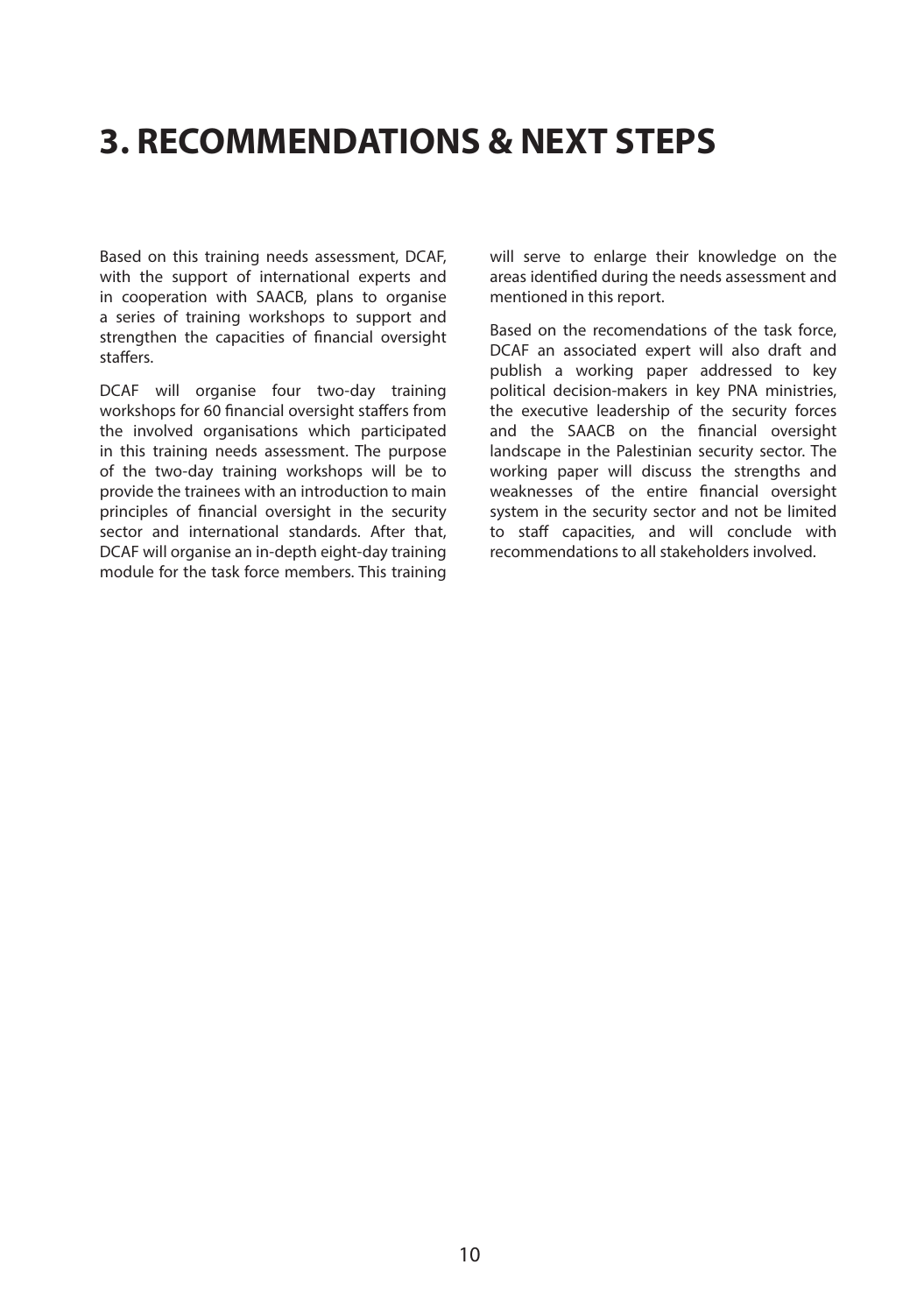# 3. RECOMMENDATIONS & NEXT STEPS

Based on this training needs assessment, DCAF, with the support of international experts and in cooperation with SAACB, plans to organise a series of training workshops to support and strengthen the capacities of financial oversight staffers.

DCAF will organise four two-day training workshops for 60 financial oversight staffers from the involved organisations which participated in this training needs assessment. The purpose of the two-day training workshops will be to provide the trainees with an introduction to main principles of financial oversight in the security sector and international standards. After that, DCAF will organise an in-depth eight-day training module for the task force members. This training will serve to enlarge their knowledge on the areas identified during the needs assessment and mentioned in this report.

Based on the recomendations of the task force, DCAF an associated expert will also draft and publish a working paper addressed to key political decision-makers in key PNA ministries, the executive leadership of the security forces and the SAACB on the financial oversight landscape in the Palestinian security sector. The working paper will discuss the strengths and weaknesses of the entire financial oversight system in the security sector and not be limited to staff capacities, and will conclude with recommendations to all stakeholders involved.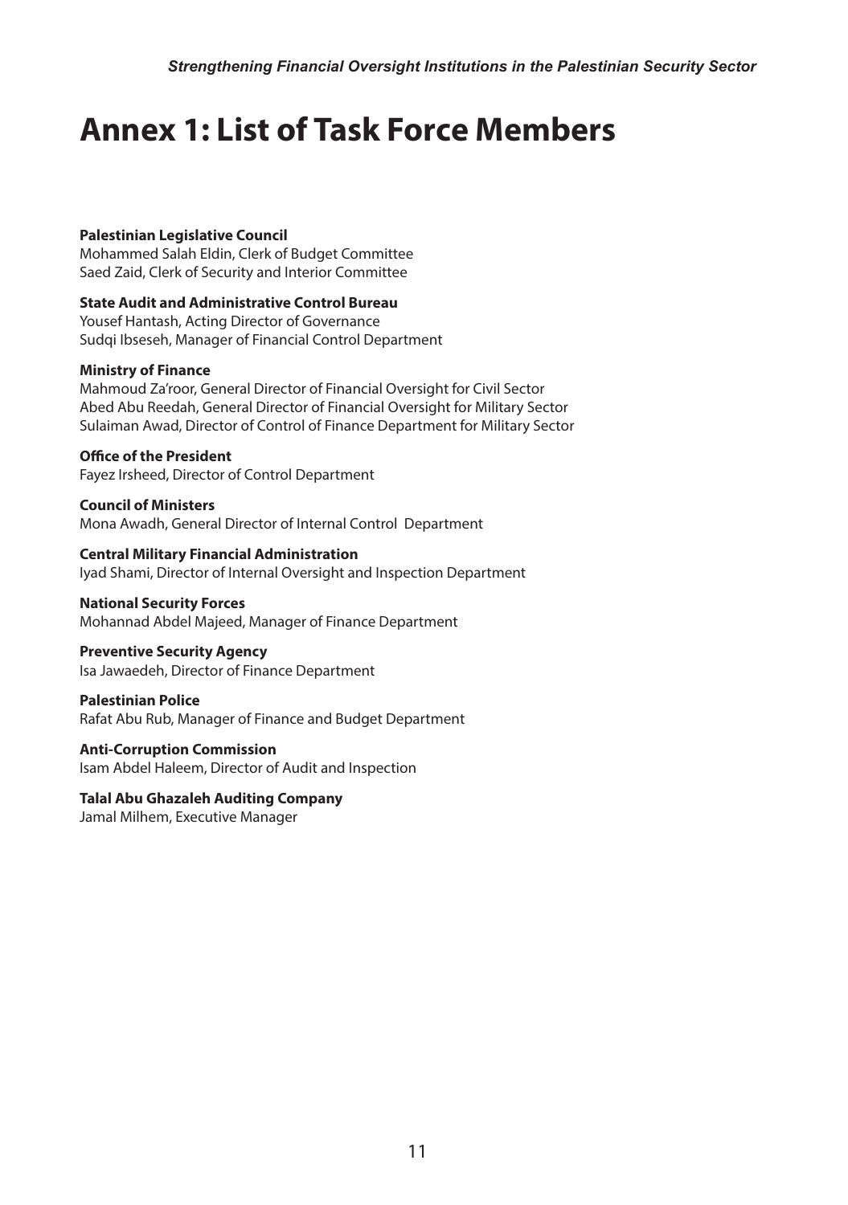# Annex 1: List of Task Force Members

**Palestinian Legislative Council**
Mohammed Salah Eldin, Clerk of Budget Committee
Saed Zaid, Clerk of Security and Interior Committee

**State Audit and Administrative Control Bureau**
Yousef Hantash, Acting Director of Governance
Sudqi Ibseseh, Manager of Financial Control Department

**Ministry of Finance**
Mahmoud Za'roor, General Director of Financial Oversight for Civil Sector
Abed Abu Reedah, General Director of Financial Oversight for Military Sector
Sulaiman Awad, Director of Control of Finance Department for Military Sector

**Office of the President**
Fayez Irsheed, Director of Control Department

**Council of Ministers**
Mona Awadh, General Director of Internal Control Department

**Central Military Financial Administration**
Iyad Shami, Director of Internal Oversight and Inspection Department

**National Security Forces**
Mohannad Abdel Majeed, Manager of Finance Department

**Preventive Security Agency**
Isa Jawaedeh, Director of Finance Department

**Palestinian Police**
Rafat Abu Rub, Manager of Finance and Budget Department

**Anti-Corruption Commission**
Isam Abdel Haleem, Director of Audit and Inspection

**Talal Abu Ghazaleh Auditing Company**
Jamal Milhem, Executive Manager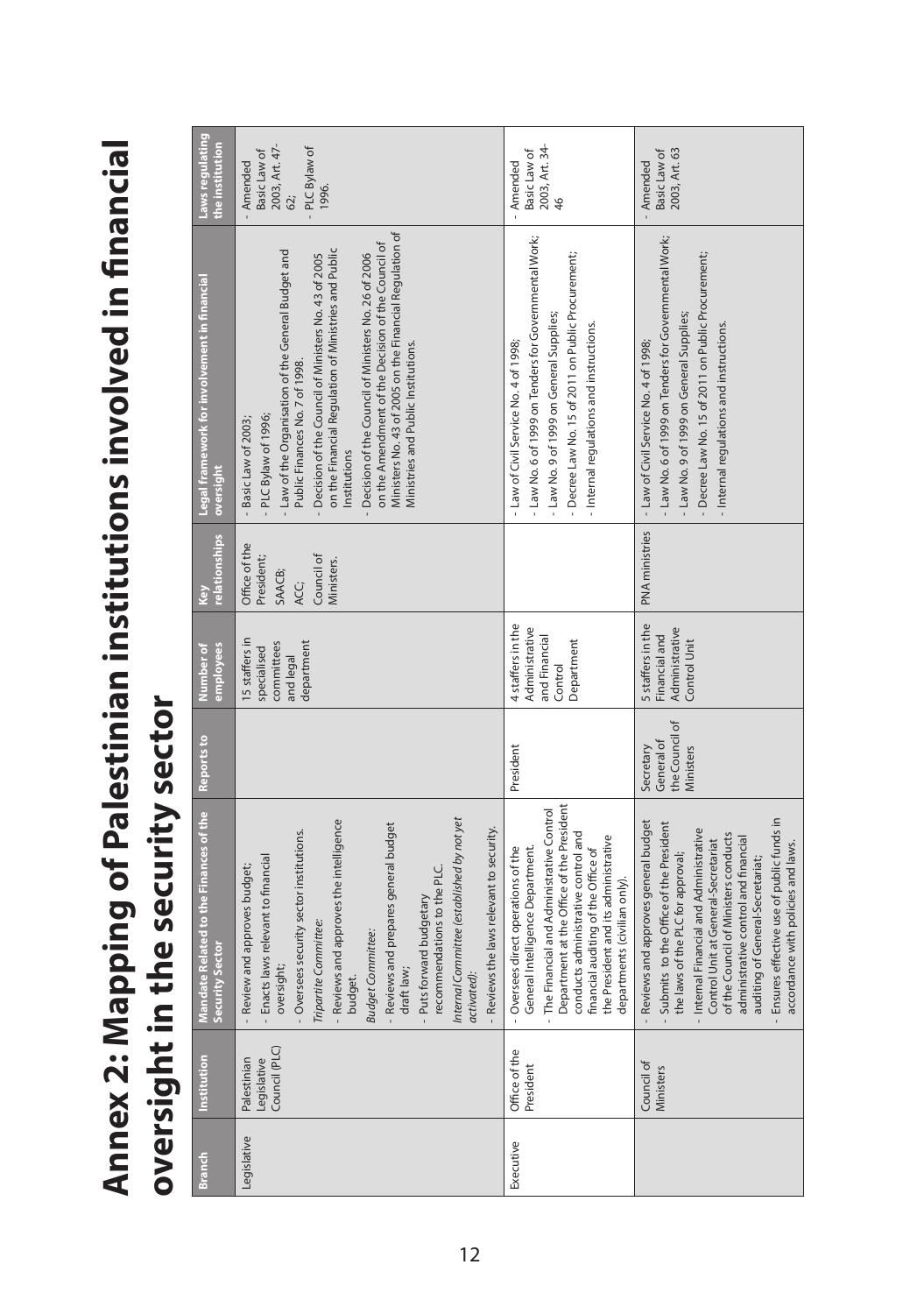# Annex 2: Mapping of Palestinian institutions involved in financial oversight in the security sector

| Branch | Institution | Mandate Related to the Finances of the Security Sector | Reports to | Number of employees | Key relationships | Legal framework for involvement in financial oversight | Laws regulating the institution |
|---|---|---|---|---|---|---|---|
| Legislative | Palestinian Legislative Council (PLC) | - Review and approves budget;<br>- Enacts laws relevant to financial oversight;<br>- Oversees security sector institutions.<br>*Tripartite Committee:*<br>- Reviews and approves the intelligence budget.<br>*Budget Committee:*<br>- Reviews and prepares general budget draft law;<br>- Puts forward budgetary recommendations to the PLC.<br>*Internal Committee (established by not yet activated):*<br>- Reviews the laws relevant to security. | | 15 staffers in specialised committees and legal department | Office of the President; SAACB; ACC; Council of Ministers. | - Basic Law of 2003;<br>- PLC Bylaw of 1996;<br>- Law of the Organisation of the General Budget and Public Finances No. 7 of 1998.<br>- Decision of the Council of Ministers No. 43 of 2005 on the Financial Regulation of Ministries and Public Institutions<br>- Decision of the Council of Ministers No. 26 of 2006 on the Amendment of the Decision of the Council of Ministers No. 43 of 2005 on the Financial Regulation of Ministries and Public Institutions. | - Amended Basic Law of 2003, Art. 47-62;<br>- PLC Bylaw of 1996. |
| Executive | Office of the President | - Oversees direct operations of the General Intelligence Department.<br>- The Financial and Administrative Control Department at the Office of the President conducts administrative control and financial auditing of the Office of the President and its administrative departments (civilian only). | President | 4 staffers in the Administrative and Financial Control Department | | - Law of Civil Service No. 4 of 1998;<br>- Law No. 6 of 1999 on Tenders for Governmental Work;<br>- Law No. 9 of 1999 on General Supplies;<br>- Decree Law No. 15 of 2011 on Public Procurement;<br>- Internal regulations and instructions. | - Amended Basic Law of 2003, Art. 34-46 |
| | Council of Ministers | - Reviews and approves general budget<br>- Submits to the Office of the President the laws of the PLC for approval;<br>- Internal Financial and Administrative Control Unit at General-Secretariat of the Council of Ministers conducts administrative control and financial auditing of General-Secretariat;<br>- Ensures effective use of public funds in accordance with policies and laws. | Secretary General of the Council of Ministers | 5 staffers in the Financial and Administrative Control Unit | PNA ministries | - Law of Civil Service No. 4 of 1998;<br>- Law No. 6 of 1999 on Tenders for Governmental Work;<br>- Law No. 9 of 1999 on General Supplies;<br>- Decree Law No. 15 of 2011 on Public Procurement;<br>- Internal regulations and instructions. | - Amended Basic Law of 2003, Art. 63 |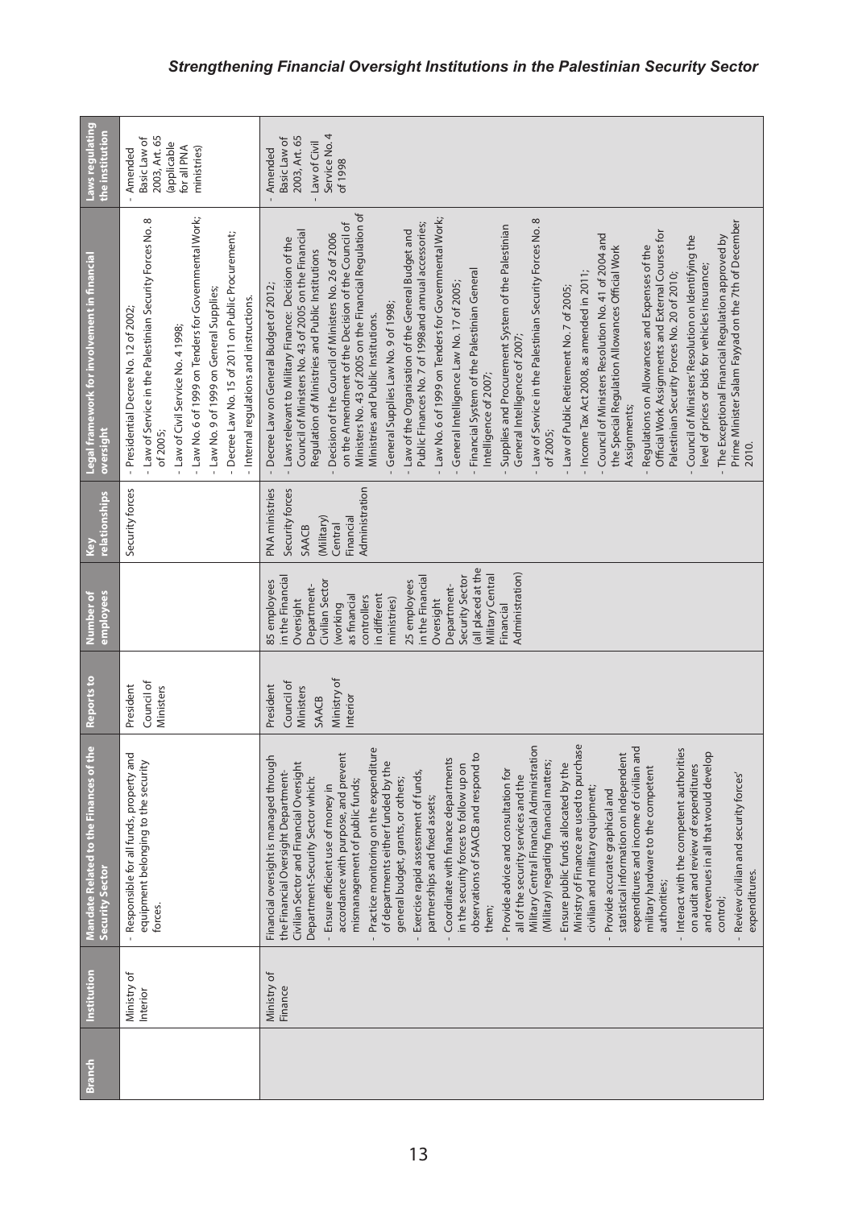| Branch | Institution | Mandate Related to the Finances of the Security Sector | Reports to | Number of employees | Key relationships | Legal framework for involvement in financial oversight | Laws regulating the institution |
|---|---|---|---|---|---|---|---|
| | Ministry of Interior | - Responsible for all funds, property and equipment belonging to the security forces. | President<br>Council of Ministers | | Security forces | - Presidential Decree No. 12 of 2002;<br>- Law of Service in the Palestinian Security Forces No. 8 of 2005;<br>- Law of Civil Service No. 4 1998;<br>- Law No. 6 of 1999 on Tenders for Governmental Work;<br>- Law No. 9 of 1999 on General Supplies;<br>- Decree Law No. 15 of 2011 on Public Procurement;<br>- Internal regulations and instructions. | - Amended Basic Law of 2003, Art. 65 (applicable for all PNA ministries) |
| | Ministry of Finance | Financial oversight is managed through the Financial Oversight Department-Civilian Sector and Financial Oversight Department-Security Sector which:<br>- Ensure efficient use of money in accordance with purpose, and prevent mismanagement of public funds;<br>- Practice monitoring on the expenditure of departments either funded by the general budget, grants, or others;<br>- Exercise rapid assessment of funds, partnerships and fixed assets;<br>- Coordinate with finance departments in the security forces to follow up on observations of SAACB and respond to them;<br>- Provide advice and consultation for all of the security services and the Military Central Financial Administration (Military) regarding financial matters;<br>- Ensure public funds allocated by the Ministry of Finance are used to purchase civilian and military equipment;<br>- Provide accurate graphical and statistical information on independent expenditures and income of civilian and military hardware to the competent authorities;<br>- Interact with the competent authorities on audit and review of expenditures and revenues in all that would develop control;<br>- Review civilian and security forces' expenditures. | President<br>Council of Ministers<br>SAACB<br>Ministry of Interior | 85 employees in the Financial Oversight Department-Civilian Sector (working as financial controllers in different ministries)<br>25 employees in the Financial Oversight Department-Security Sector (all placed at the Military Central Financial Administration) | PNA ministries<br>Security forces<br>SAACB<br>(Military) Central Financial Administration | - Decree Law on General Budget of 2012;<br>- Laws relevant to Military Finance: Decision of the Council of Ministers No. 43 of 2005 on the Financial Regulation of Ministries and Public Institutions<br>- Decision of the Council of Ministers No. 26 of 2006 on the Amendment of the Decision of the Council of Ministers No. 43 of 2005 on the Financial Regulation of Ministries and Public Institutions.<br>- General Supplies Law No. 9 of 1998;<br>- Law of the Organisation of the General Budget and Public Finances No. 7 of 1998 and annual accessories;<br>- Law No. 6 of 1999 on Tenders for Governmental Work;<br>- General Intelligence Law No. 17 of 2005;<br>- Financial System of the Palestinian General Intelligence of 2007;<br>- Supplies and Procurement System of the Palestinian General Intelligence of 2007;<br>- Law of Service in the Palestinian Security Forces No. 8 of 2005;<br>- Law of Public Retirement No. 7 of 2005;<br>- Income Tax Act 2008, as amended in 2011;<br>- Council of Ministers Resolution No. 41 of 2004 and the Special Regulation Allowances Official Work Assignments;<br>- Regulations on Allowances and Expenses of the Official Work Assignments and External Courses for Palestinian Security Forces No. 20 of 2010;<br>- Council of Ministers' Resolution on Identifying the level of prices or bids for vehicles insurance;<br>- The Exceptional Financial Regulation approved by Prime Minister Salam Fayyad on the 7th of December 2010. | - Amended Basic Law of 2003, Art. 65<br>- Law of Civil Service No. 4 of 1998 |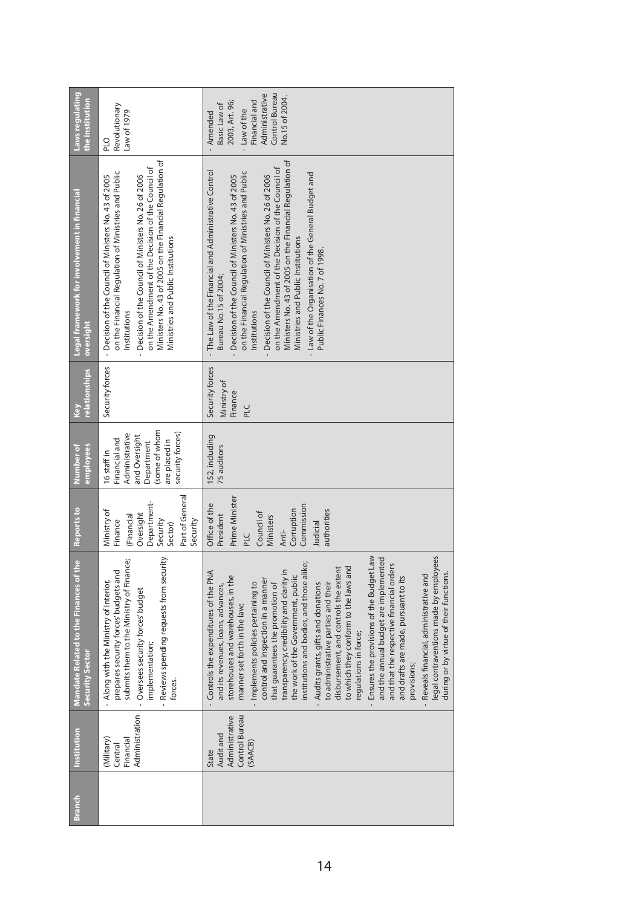| Branch | Institution | Mandate Related to the Finances of the Security Sector | Reports to | Number of employees | Key relationships | Legal framework for involvement in financial oversight | Laws regulating the institution |
|---|---|---|---|---|---|---|---|
| | (Military) Central Financial Administration | - Along with the Ministry of Interior, prepares security forces' budgets and submits them to the Ministry of Finance;<br>- Oversees security forces' budget implementation;<br>- Reviews spending requests from security forces. | Ministry of Finance (Financial Oversight Department-Security Sector)<br>Part of General Security | 16 staff in Financial and Administrative and Oversight Department (some of whom are placed in security forces) | Security forces | - Decision of the Council of Ministers No. 43 of 2005 on the Financial Regulation of Ministries and Public Institutions<br>- Decision of the Council of Ministers No. 26 of 2006 on the Amendment of the Decision of the Council of Ministers No. 43 of 2005 on the Financial Regulation of Ministries and Public Institutions | PLO Revolutionary Law of 1979 |
| | State Audit and Administrative Control Bureau (SAACB) | - Controls the expenditures of the PNA and its revenues, loans, advances, storehouses and warehouses, in the manner set forth in the law;<br>- Implements policies pertaining to control and inspection in a manner that guarantees the promotion of transparency, credibility and clarity in the work of the Government, public institutions and bodies, and those alike;<br>- Audits grants, gifts and donations to administrative parties and their disbursement, and controls the extent to which they conform to the laws and regulations in force;<br>- Ensures the provisions of the Budget Law and the annual budget are implemented and that the respective financial orders and drafts are made, pursuant to its provisions;<br>- Reveals financial, administrative and legal contraventions made by employees during or by virtue of their functions. | Office of the President<br>Prime Minister<br>PLC<br>Council of Ministers<br>Anti-Corruption Commission<br>Judicial authorities | 152, including 75 auditors | Security forces<br>Ministry of Finance<br>PLC | - The Law of the Financial and Administrative Control Bureau No.15 of 2004;<br>- Decision of the Council of Ministers No. 43 of 2005 on the Financial Regulation of Ministries and Public Institutions<br>- Decision of the Council of Ministers No. 26 of 2006 on the Amendment of the Decision of the Council of Ministers No. 43 of 2005 on the Financial Regulation of Ministries and Public Institutions<br>- Law of the Organisation of the General Budget and Public Finances No. 7 of 1998. | - Amended Basic Law of 2003, Art. 96;<br>- Law of the Financial and Administrative Control Bureau No.15 of 2004. |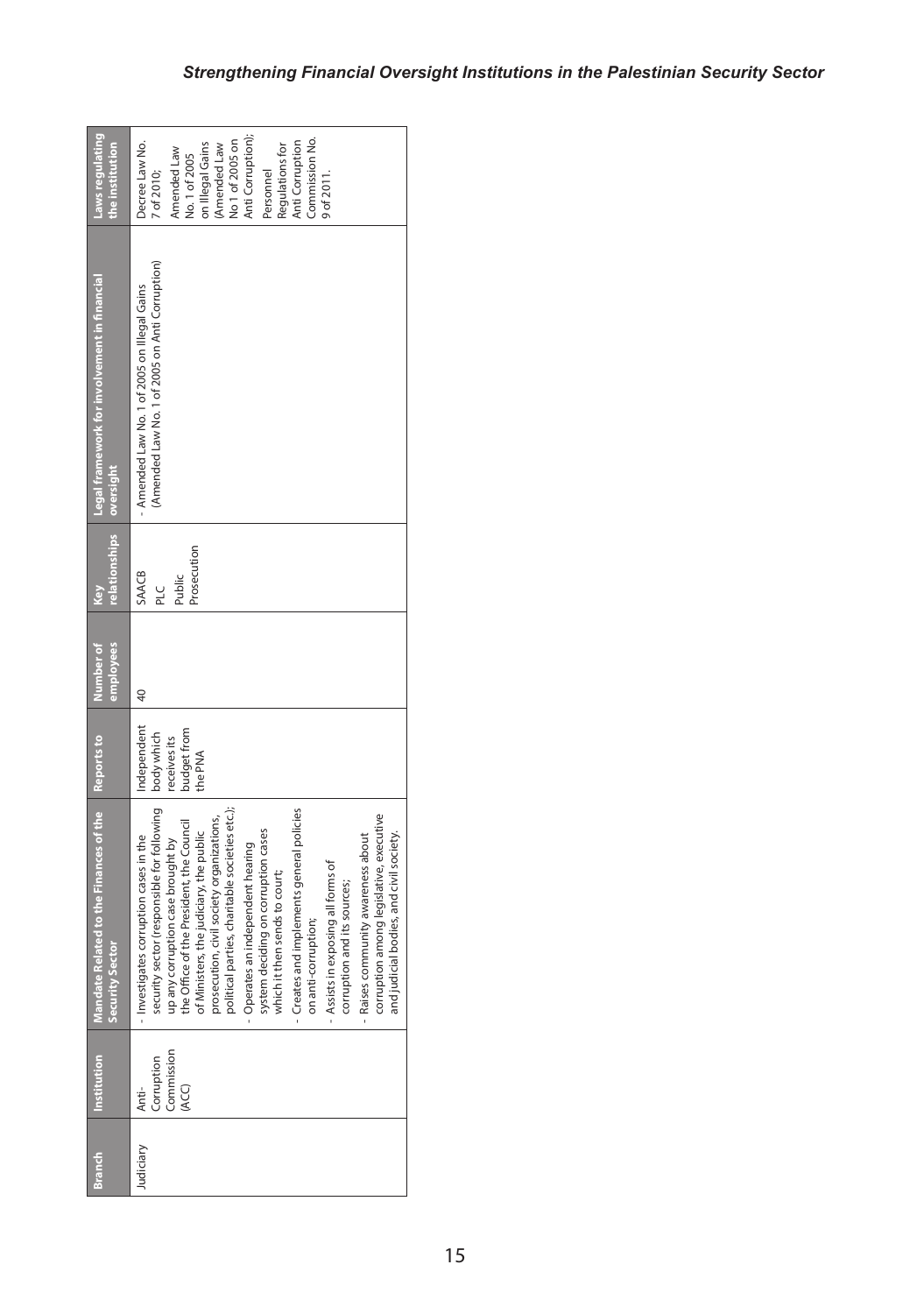| Branch | Institution | Mandate Related to the Finances of the Security Sector | Reports to | Number of employees | Key relationships | Legal framework for involvement in financial oversight | Laws regulating the institution |
|---|---|---|---|---|---|---|---|
| Judiciary | Anti-Corruption Commission (ACC) | - Investigates corruption cases in the security sector (responsible for following up any corruption case brought by the Office of the President, the Council of Ministers, the judiciary, the public prosecution, civil society organizations, political parties, charitable societies etc.);<br>- Operates an independent hearing system deciding on corruption cases which it then sends to court;<br>- Creates and implements general policies on anti-corruption;<br>- Assists in exposing all forms of corruption and its sources;<br>- Raises community awareness about corruption among legislative, executive and judicial bodies, and civil society. | Independent body which receives its budget from the PNA | 40 | SAACB<br>PLC<br>Public Prosecution | - Amended Law No. 1 of 2005 on Illegal Gains (Amended Law No. 1 of 2005 on Anti Corruption) | Decree Law No. 7 of 2010;<br>Amended Law No. 1 of 2005 on Illegal Gains (Amended Law No 1 of 2005 on Anti Corruption);<br>Personnel Regulations for Anti Corruption Commission No. 9 of 2011. |